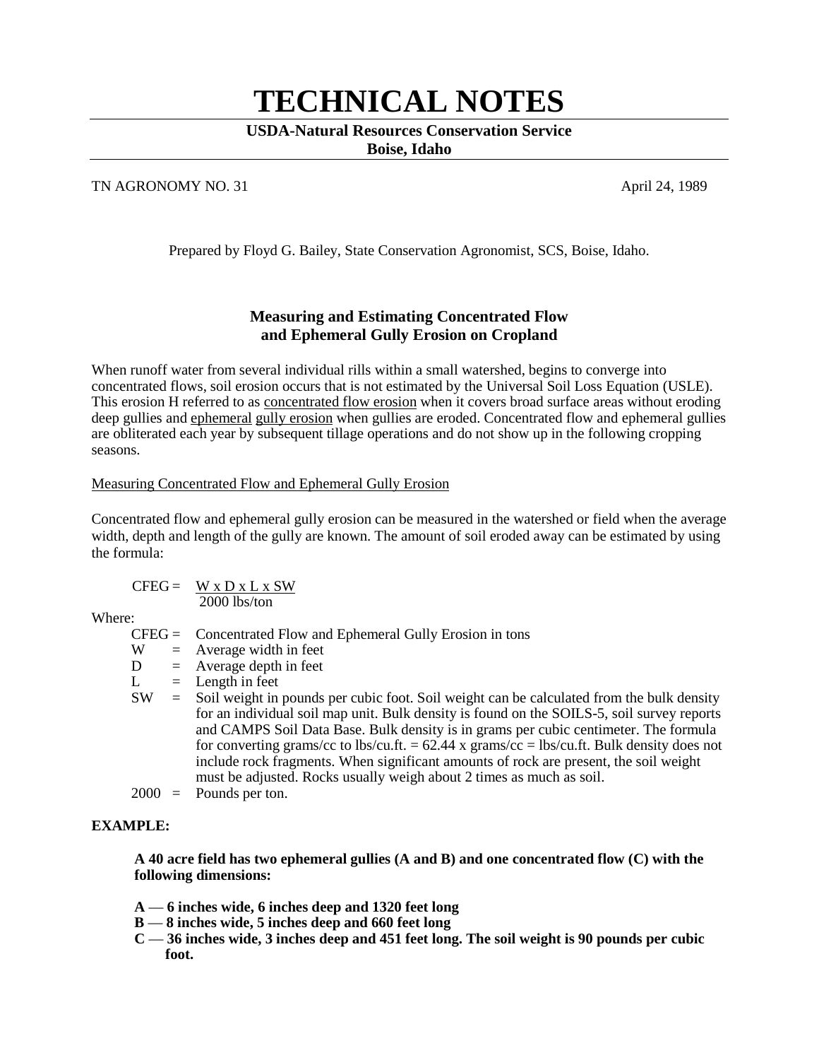# TECHNICAL NOTES

**USDA-Natural Resources Conservation Service**
**Boise, Idaho**

TN AGRONOMY NO. 31 — April 24, 1989

Prepared by Floyd G. Bailey, State Conservation Agronomist, SCS, Boise, Idaho.

### Measuring and Estimating Concentrated Flow and Ephemeral Gully Erosion on Cropland

When runoff water from several individual rills within a small watershed, begins to converge into concentrated flows, soil erosion occurs that is not estimated by the Universal Soil Loss Equation (USLE). This erosion H referred to as concentrated flow erosion when it covers broad surface areas without eroding deep gullies and ephemeral gully erosion when gullies are eroded. Concentrated flow and ephemeral gullies are obliterated each year by subsequent tillage operations and do not show up in the following cropping seasons.

Measuring Concentrated Flow and Ephemeral Gully Erosion

Concentrated flow and ephemeral gully erosion can be measured in the watershed or field when the average width, depth and length of the gully are known. The amount of soil eroded away can be estimated by using the formula:

$$CFEG = \frac{W \times D \times L \times SW}{2000 \text{ lbs/ton}}$$

Where:

- CFEG = Concentrated Flow and Ephemeral Gully Erosion in tons
- W = Average width in feet
- D = Average depth in feet
- L = Length in feet
- SW = Soil weight in pounds per cubic foot. Soil weight can be calculated from the bulk density for an individual soil map unit. Bulk density is found on the SOILS-5, soil survey reports and CAMPS Soil Data Base. Bulk density is in grams per cubic centimeter. The formula for converting grams/cc to lbs/cu.ft. = 62.44 x grams/cc = lbs/cu.ft. Bulk density does not include rock fragments. When significant amounts of rock are present, the soil weight must be adjusted. Rocks usually weigh about 2 times as much as soil.
- 2000 = Pounds per ton.

**EXAMPLE:**

**A 40 acre field has two ephemeral gullies (A and B) and one concentrated flow (C) with the following dimensions:**

**A — 6 inches wide, 6 inches deep and 1320 feet long**
**B — 8 inches wide, 5 inches deep and 660 feet long**
**C — 36 inches wide, 3 inches deep and 451 feet long. The soil weight is 90 pounds per cubic foot.**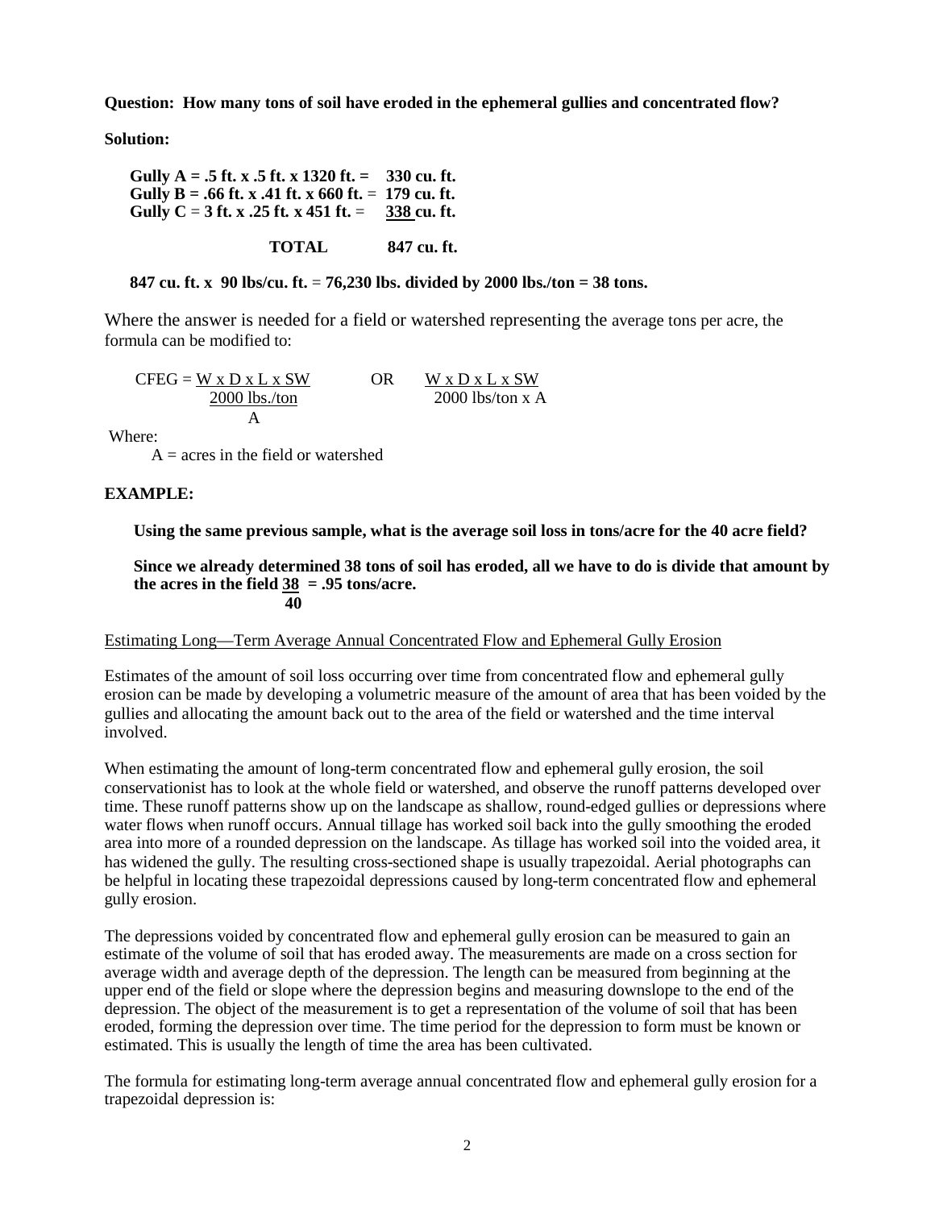**Question: How many tons of soil have eroded in the ephemeral gullies and concentrated flow?**

**Solution:**

**Gully A = .5 ft. x .5 ft. x 1320 ft. = 330 cu. ft.**
**Gully B = .66 ft. x .41 ft. x 660 ft. = 179 cu. ft.**
**Gully C = 3 ft. x .25 ft. x 451 ft. = 338 cu. ft.**

**TOTAL 847 cu. ft.**

**847 cu. ft. x 90 lbs/cu. ft. = 76,230 lbs. divided by 2000 lbs./ton = 38 tons.**

Where the answer is needed for a field or watershed representing the average tons per acre, the formula can be modified to:

$$CFEG = \frac{\frac{W \times D \times L \times SW}{2000 \text{ lbs./ton}}}{A} \quad \text{OR} \quad \frac{W \times D \times L \times SW}{2000 \text{ lbs/ton} \times A}$$

Where:

A = acres in the field or watershed

**EXAMPLE:**

**Using the same previous sample, what is the average soil loss in tons/acre for the 40 acre field?**

**Since we already determined 38 tons of soil has eroded, all we have to do is divide that amount by the acres in the field $\frac{38}{40}$ = .95 tons/acre.**

Estimating Long—Term Average Annual Concentrated Flow and Ephemeral Gully Erosion

Estimates of the amount of soil loss occurring over time from concentrated flow and ephemeral gully erosion can be made by developing a volumetric measure of the amount of area that has been voided by the gullies and allocating the amount back out to the area of the field or watershed and the time interval involved.

When estimating the amount of long-term concentrated flow and ephemeral gully erosion, the soil conservationist has to look at the whole field or watershed, and observe the runoff patterns developed over time. These runoff patterns show up on the landscape as shallow, round-edged gullies or depressions where water flows when runoff occurs. Annual tillage has worked soil back into the gully smoothing the eroded area into more of a rounded depression on the landscape. As tillage has worked soil into the voided area, it has widened the gully. The resulting cross-sectioned shape is usually trapezoidal. Aerial photographs can be helpful in locating these trapezoidal depressions caused by long-term concentrated flow and ephemeral gully erosion.

The depressions voided by concentrated flow and ephemeral gully erosion can be measured to gain an estimate of the volume of soil that has eroded away. The measurements are made on a cross section for average width and average depth of the depression. The length can be measured from beginning at the upper end of the field or slope where the depression begins and measuring downslope to the end of the depression. The object of the measurement is to get a representation of the volume of soil that has been eroded, forming the depression over time. The time period for the depression to form must be known or estimated. This is usually the length of time the area has been cultivated.

The formula for estimating long-term average annual concentrated flow and ephemeral gully erosion for a trapezoidal depression is: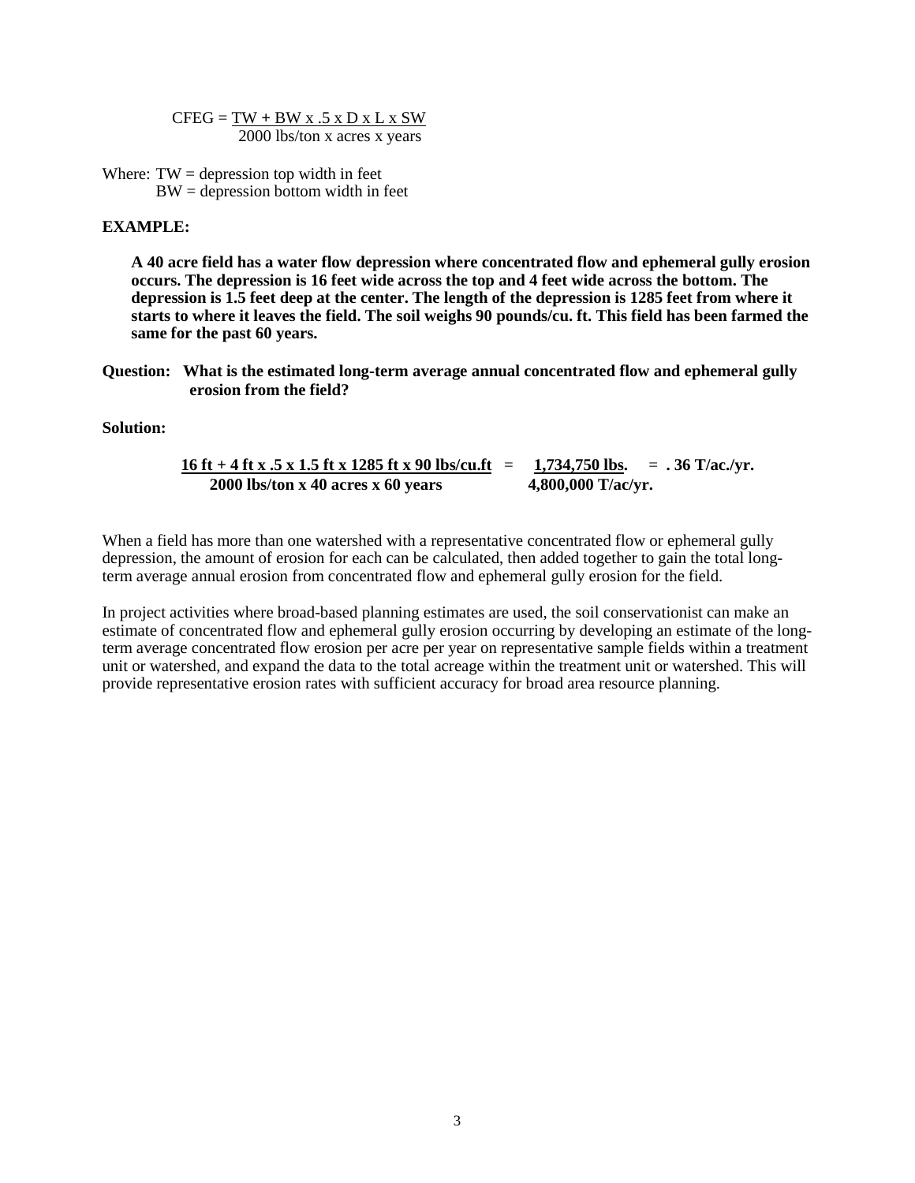$$\text{CFEG} = \frac{\text{TW} + \text{BW x .5 x D x L x SW}}{\text{2000 lbs/ton x acres x years}}$$

Where: TW = depression top width in feet
BW = depression bottom width in feet

**EXAMPLE:**

**A 40 acre field has a water flow depression where concentrated flow and ephemeral gully erosion occurs. The depression is 16 feet wide across the top and 4 feet wide across the bottom. The depression is 1.5 feet deep at the center. The length of the depression is 1285 feet from where it starts to where it leaves the field. The soil weighs 90 pounds/cu. ft. This field has been farmed the same for the past 60 years.**

**Question: What is the estimated long-term average annual concentrated flow and ephemeral gully erosion from the field?**

**Solution:**

$$\frac{\text{16 ft + 4 ft x .5 x 1.5 ft x 1285 ft x 90 lbs/cu.ft}}{\text{2000 lbs/ton x 40 acres x 60 years}} = \frac{\text{1,734,750 lbs.}}{\text{4,800,000 T/ac/yr.}} = \text{. 36 T/ac./yr.}$$

When a field has more than one watershed with a representative concentrated flow or ephemeral gully depression, the amount of erosion for each can be calculated, then added together to gain the total long-term average annual erosion from concentrated flow and ephemeral gully erosion for the field.

In project activities where broad-based planning estimates are used, the soil conservationist can make an estimate of concentrated flow and ephemeral gully erosion occurring by developing an estimate of the long-term average concentrated flow erosion per acre per year on representative sample fields within a treatment unit or watershed, and expand the data to the total acreage within the treatment unit or watershed. This will provide representative erosion rates with sufficient accuracy for broad area resource planning.